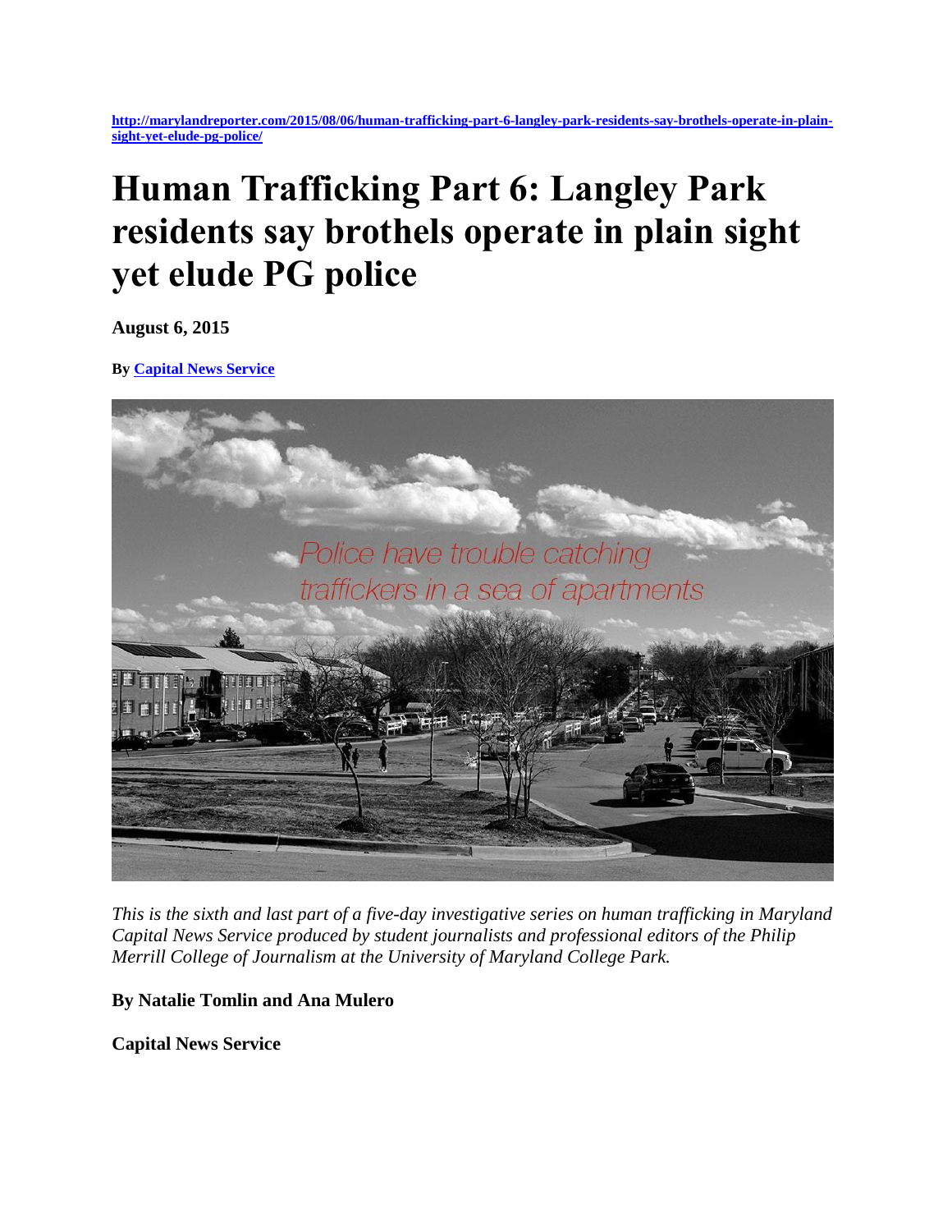http://marylandreporter.com/2015/08/06/human-trafficking-part-6-langley-park-residents-say-brothels-operate-in-plain-sight-yet-elude-pg-police/

# Human Trafficking Part 6: Langley Park residents say brothels operate in plain sight yet elude PG police

**August 6, 2015**

**By Capital News Service**

*This is the sixth and last part of a five-day investigative series on human trafficking in Maryland Capital News Service produced by student journalists and professional editors of the Philip Merrill College of Journalism at the University of Maryland College Park.*

**By Natalie Tomlin and Ana Mulero**

**Capital News Service**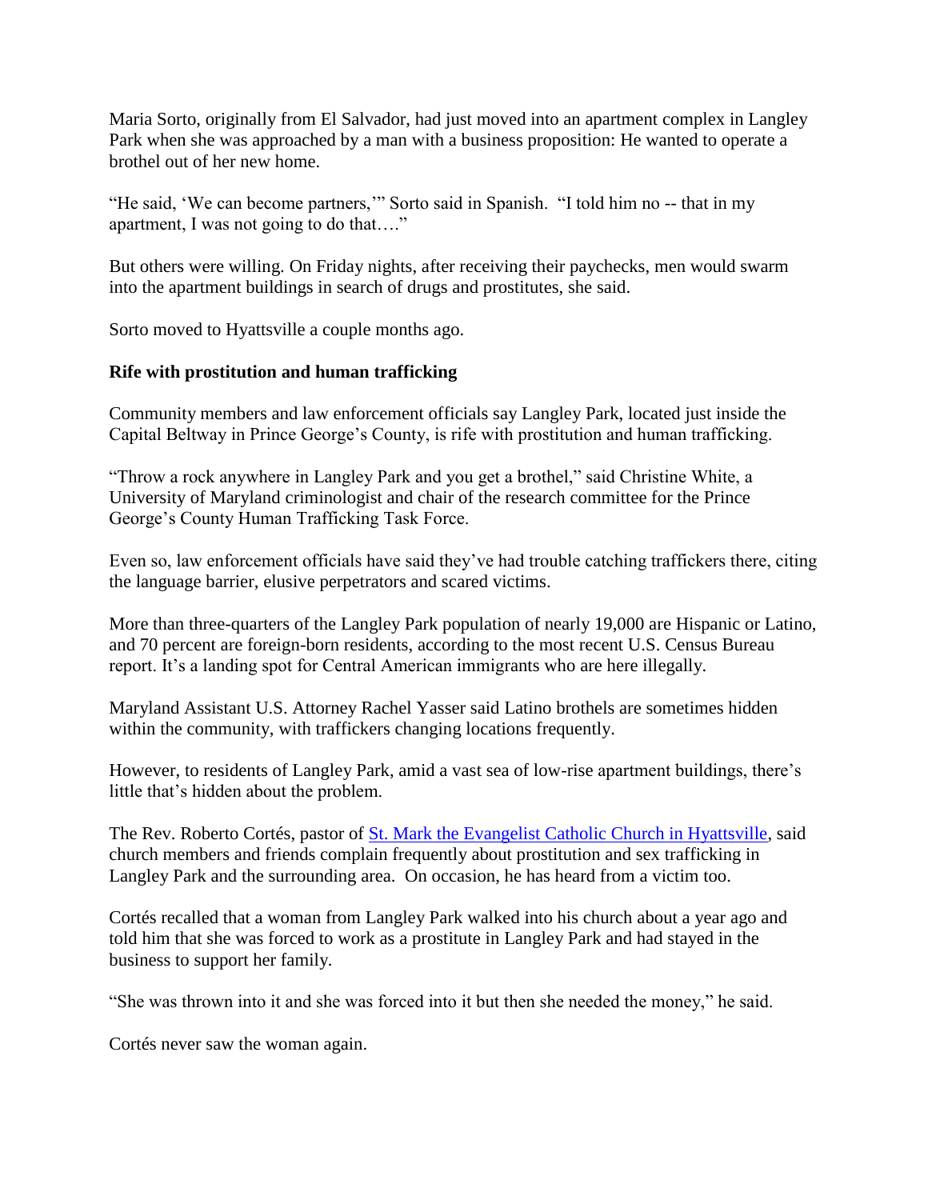Maria Sorto, originally from El Salvador, had just moved into an apartment complex in Langley Park when she was approached by a man with a business proposition: He wanted to operate a brothel out of her new home.

"He said, 'We can become partners,'" Sorto said in Spanish. "I told him no -- that in my apartment, I was not going to do that…."

But others were willing. On Friday nights, after receiving their paychecks, men would swarm into the apartment buildings in search of drugs and prostitutes, she said.

Sorto moved to Hyattsville a couple months ago.

**Rife with prostitution and human trafficking**

Community members and law enforcement officials say Langley Park, located just inside the Capital Beltway in Prince George's County, is rife with prostitution and human trafficking.

"Throw a rock anywhere in Langley Park and you get a brothel," said Christine White, a University of Maryland criminologist and chair of the research committee for the Prince George's County Human Trafficking Task Force.

Even so, law enforcement officials have said they've had trouble catching traffickers there, citing the language barrier, elusive perpetrators and scared victims.

More than three-quarters of the Langley Park population of nearly 19,000 are Hispanic or Latino, and 70 percent are foreign-born residents, according to the most recent U.S. Census Bureau report. It's a landing spot for Central American immigrants who are here illegally.

Maryland Assistant U.S. Attorney Rachel Yasser said Latino brothels are sometimes hidden within the community, with traffickers changing locations frequently.

However, to residents of Langley Park, amid a vast sea of low-rise apartment buildings, there's little that's hidden about the problem.

The Rev. Roberto Cortés, pastor of [St. Mark the Evangelist Catholic Church in Hyattsville](), said church members and friends complain frequently about prostitution and sex trafficking in Langley Park and the surrounding area. On occasion, he has heard from a victim too.

Cortés recalled that a woman from Langley Park walked into his church about a year ago and told him that she was forced to work as a prostitute in Langley Park and had stayed in the business to support her family.

"She was thrown into it and she was forced into it but then she needed the money," he said.

Cortés never saw the woman again.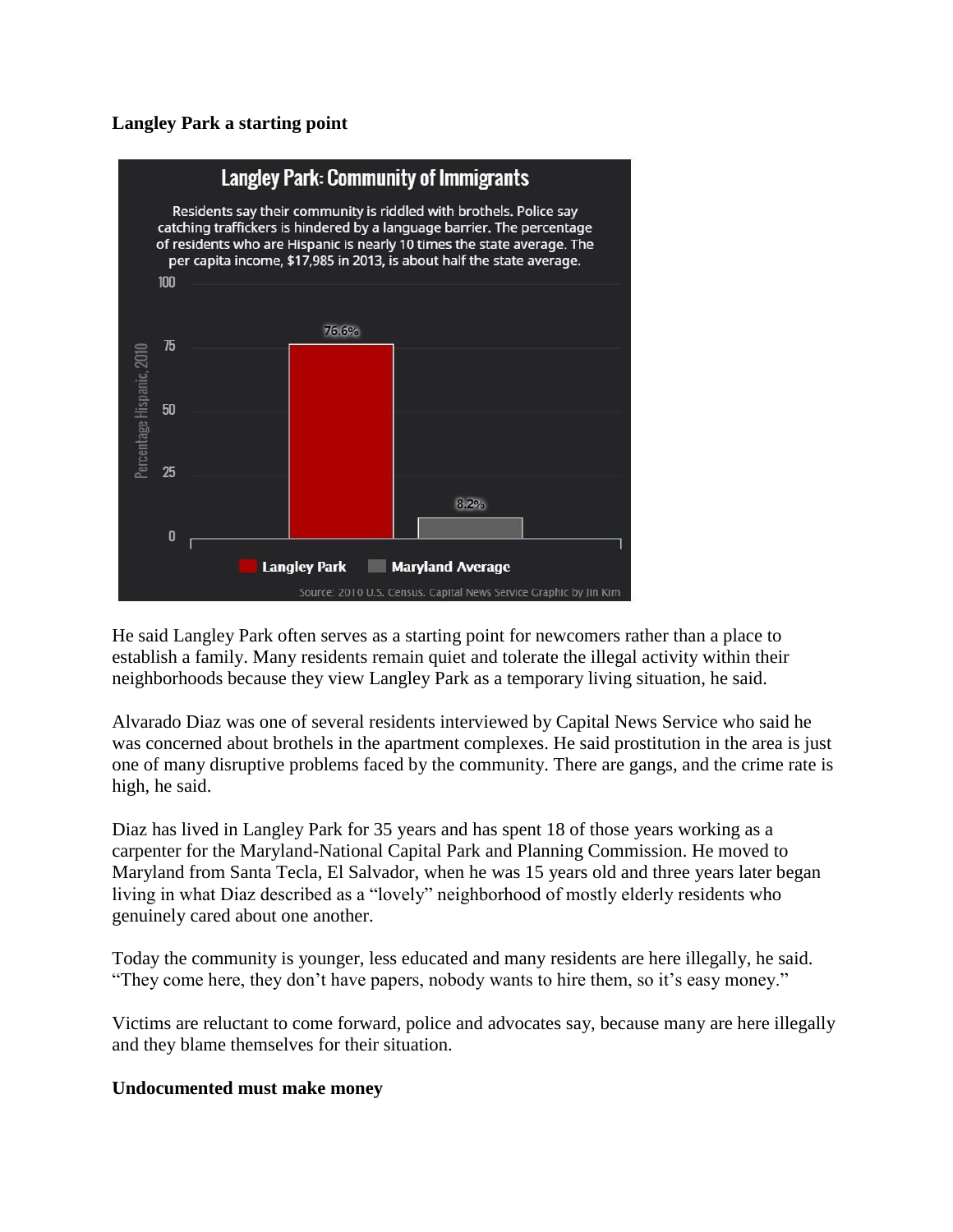**Langley Park a starting point**

**Langley Park: Community of Immigrants**

Residents say their community is riddled with brothels. Police say catching traffickers is hindered by a language barrier. The percentage of residents who are Hispanic is nearly 10 times the state average. The per capita income, $17,985 in 2013, is about half the state average.

| | Percentage Hispanic, 2010 |
|---|---|
| Langley Park | 76.6% |
| Maryland Average | 8.2% |

Source: 2010 U.S. Census. Capital News Service Graphic by Jin Kim

He said Langley Park often serves as a starting point for newcomers rather than a place to establish a family. Many residents remain quiet and tolerate the illegal activity within their neighborhoods because they view Langley Park as a temporary living situation, he said.

Alvarado Diaz was one of several residents interviewed by Capital News Service who said he was concerned about brothels in the apartment complexes. He said prostitution in the area is just one of many disruptive problems faced by the community. There are gangs, and the crime rate is high, he said.

Diaz has lived in Langley Park for 35 years and has spent 18 of those years working as a carpenter for the Maryland-National Capital Park and Planning Commission. He moved to Maryland from Santa Tecla, El Salvador, when he was 15 years old and three years later began living in what Diaz described as a "lovely" neighborhood of mostly elderly residents who genuinely cared about one another.

Today the community is younger, less educated and many residents are here illegally, he said. "They come here, they don't have papers, nobody wants to hire them, so it's easy money."

Victims are reluctant to come forward, police and advocates say, because many are here illegally and they blame themselves for their situation.

**Undocumented must make money**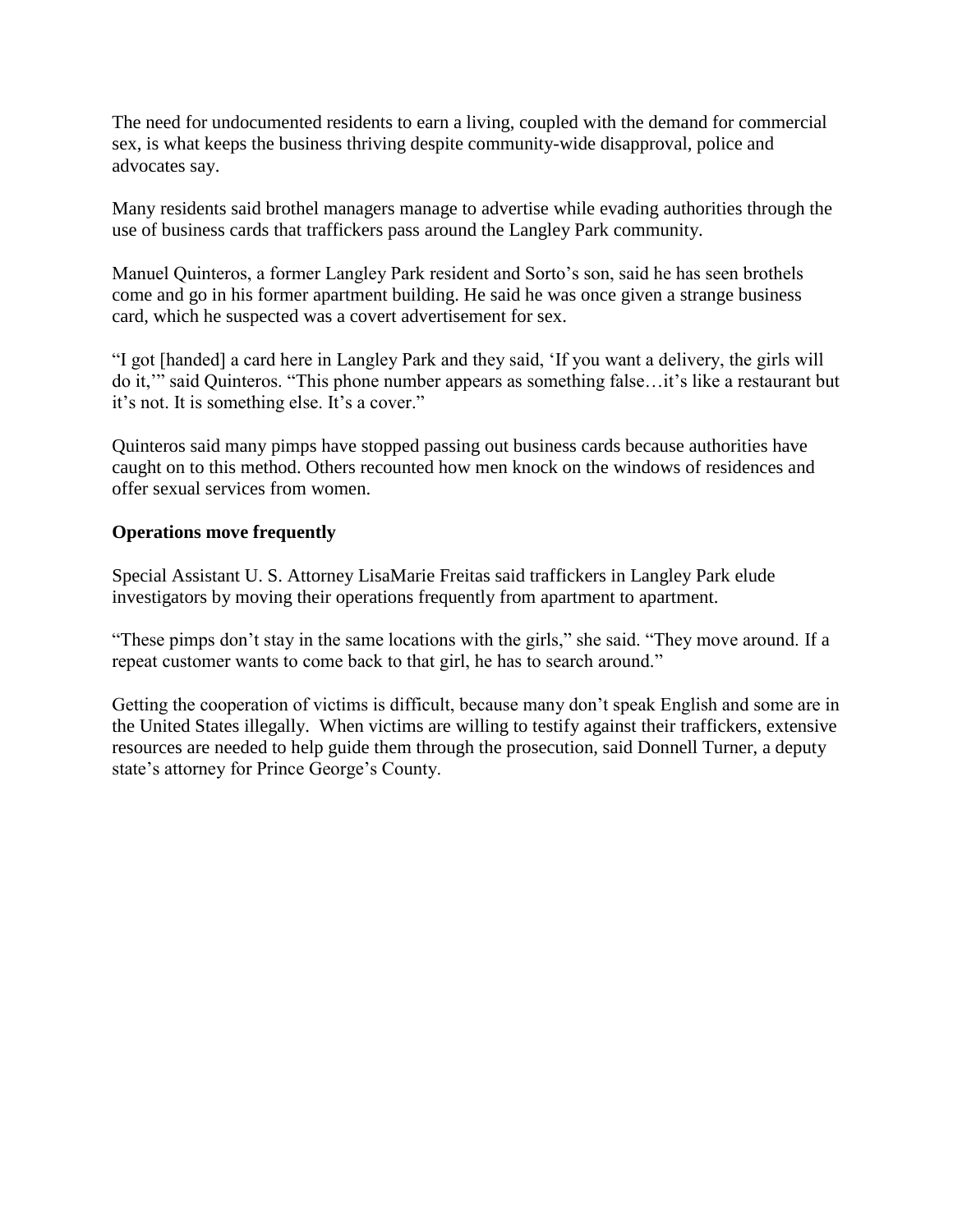The need for undocumented residents to earn a living, coupled with the demand for commercial sex, is what keeps the business thriving despite community-wide disapproval, police and advocates say.

Many residents said brothel managers manage to advertise while evading authorities through the use of business cards that traffickers pass around the Langley Park community.

Manuel Quinteros, a former Langley Park resident and Sorto's son, said he has seen brothels come and go in his former apartment building. He said he was once given a strange business card, which he suspected was a covert advertisement for sex.

"I got [handed] a card here in Langley Park and they said, 'If you want a delivery, the girls will do it,'" said Quinteros. "This phone number appears as something false…it's like a restaurant but it's not. It is something else. It's a cover."

Quinteros said many pimps have stopped passing out business cards because authorities have caught on to this method. Others recounted how men knock on the windows of residences and offer sexual services from women.

**Operations move frequently**

Special Assistant U. S. Attorney LisaMarie Freitas said traffickers in Langley Park elude investigators by moving their operations frequently from apartment to apartment.

"These pimps don't stay in the same locations with the girls," she said. "They move around. If a repeat customer wants to come back to that girl, he has to search around."

Getting the cooperation of victims is difficult, because many don't speak English and some are in the United States illegally. When victims are willing to testify against their traffickers, extensive resources are needed to help guide them through the prosecution, said Donnell Turner, a deputy state's attorney for Prince George's County.